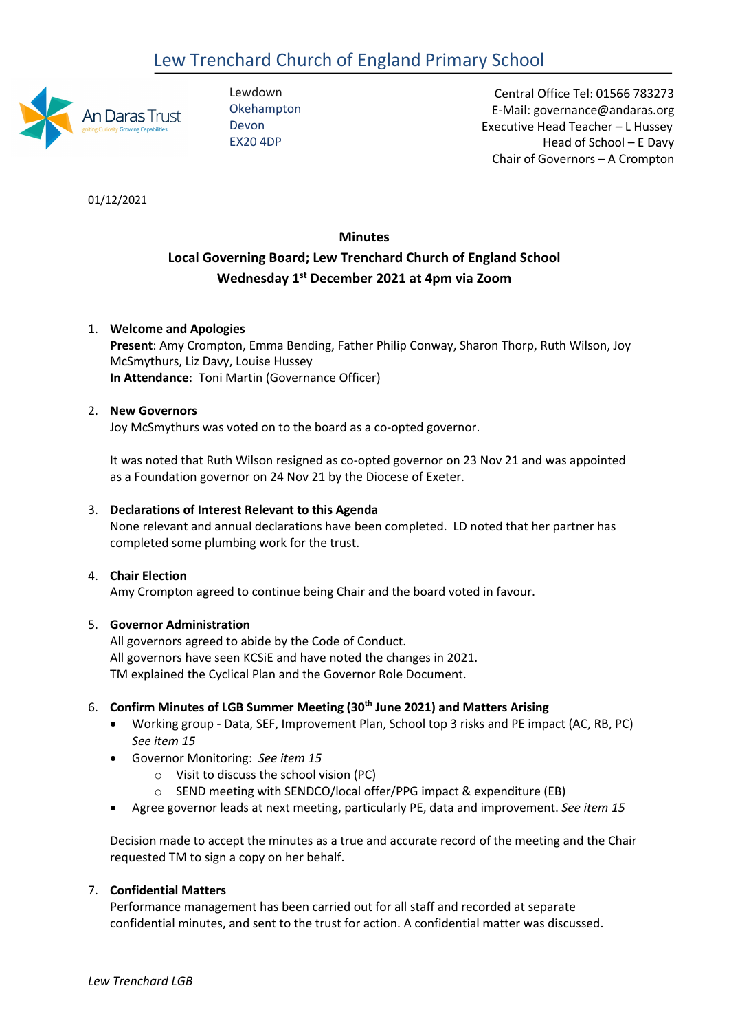# Lew Trenchard Church of England Primary School

Lewdown
Okehampton
Devon
EX20 4DP

Central Office Tel: 01566 783273
E-Mail: governance@andaras.org
Executive Head Teacher – L Hussey
Head of School – E Davy
Chair of Governors – A Crompton

01/12/2021

**Minutes**
**Local Governing Board; Lew Trenchard Church of England School**
**Wednesday 1st December 2021 at 4pm via Zoom**

1. **Welcome and Apologies**
   **Present**: Amy Crompton, Emma Bending, Father Philip Conway, Sharon Thorp, Ruth Wilson, Joy McSmythurs, Liz Davy, Louise Hussey
   **In Attendance**: Toni Martin (Governance Officer)

2. **New Governors**
   Joy McSmythurs was voted on to the board as a co-opted governor.

   It was noted that Ruth Wilson resigned as co-opted governor on 23 Nov 21 and was appointed as a Foundation governor on 24 Nov 21 by the Diocese of Exeter.

3. **Declarations of Interest Relevant to this Agenda**
   None relevant and annual declarations have been completed. LD noted that her partner has completed some plumbing work for the trust.

4. **Chair Election**
   Amy Crompton agreed to continue being Chair and the board voted in favour.

5. **Governor Administration**
   All governors agreed to abide by the Code of Conduct.
   All governors have seen KCSiE and have noted the changes in 2021.
   TM explained the Cyclical Plan and the Governor Role Document.

6. **Confirm Minutes of LGB Summer Meeting (30th June 2021) and Matters Arising**
   - Working group - Data, SEF, Improvement Plan, School top 3 risks and PE impact (AC, RB, PC) *See item 15*
   - Governor Monitoring: *See item 15*
     - Visit to discuss the school vision (PC)
     - SEND meeting with SENDCO/local offer/PPG impact & expenditure (EB)
   - Agree governor leads at next meeting, particularly PE, data and improvement. *See item 15*

   Decision made to accept the minutes as a true and accurate record of the meeting and the Chair requested TM to sign a copy on her behalf.

7. **Confidential Matters**
   Performance management has been carried out for all staff and recorded at separate confidential minutes, and sent to the trust for action. A confidential matter was discussed.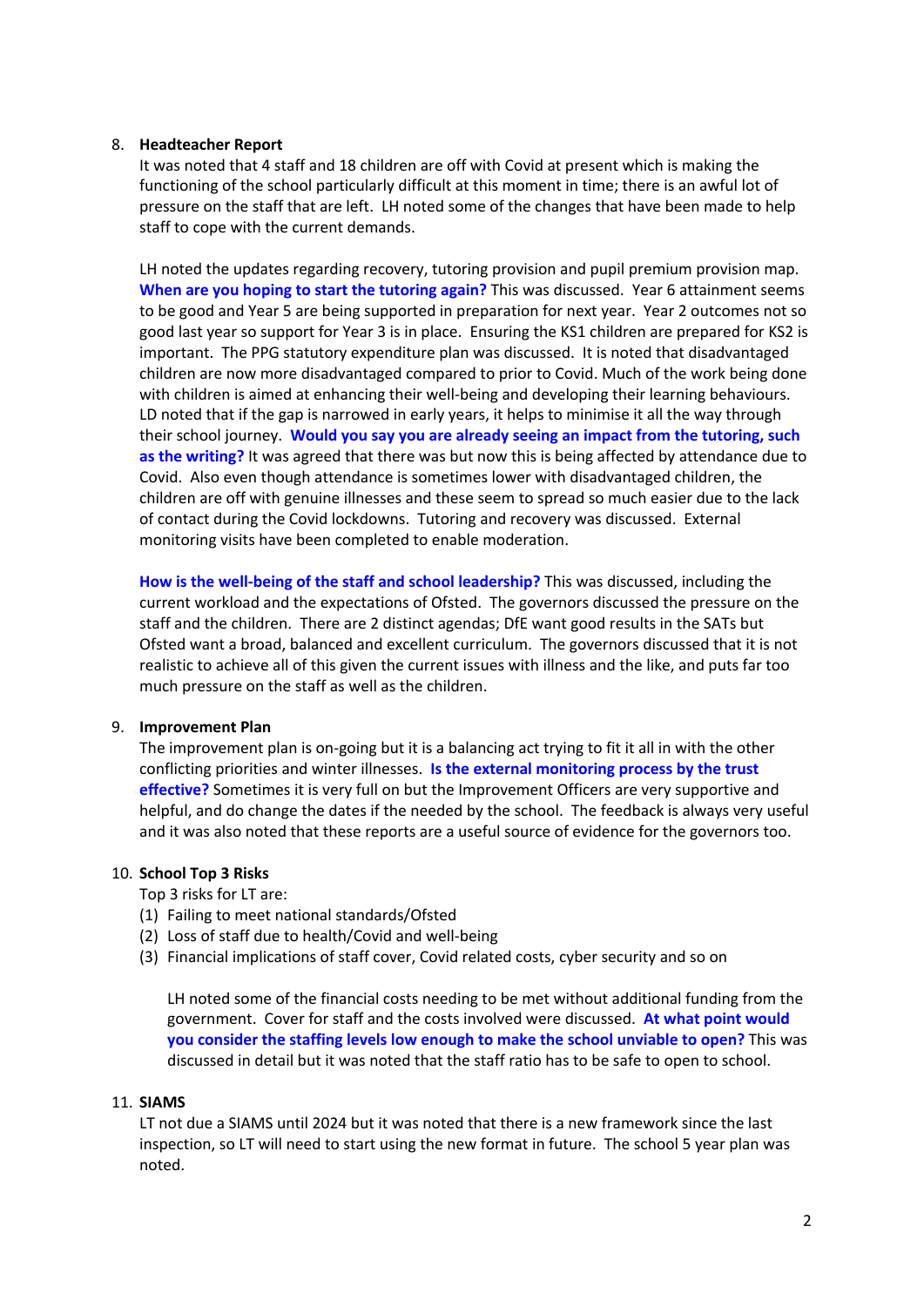8. **Headteacher Report**

   It was noted that 4 staff and 18 children are off with Covid at present which is making the functioning of the school particularly difficult at this moment in time; there is an awful lot of pressure on the staff that are left. LH noted some of the changes that have been made to help staff to cope with the current demands.

   LH noted the updates regarding recovery, tutoring provision and pupil premium provision map. **When are you hoping to start the tutoring again?** This was discussed. Year 6 attainment seems to be good and Year 5 are being supported in preparation for next year. Year 2 outcomes not so good last year so support for Year 3 is in place. Ensuring the KS1 children are prepared for KS2 is important. The PPG statutory expenditure plan was discussed. It is noted that disadvantaged children are now more disadvantaged compared to prior to Covid. Much of the work being done with children is aimed at enhancing their well-being and developing their learning behaviours. LD noted that if the gap is narrowed in early years, it helps to minimise it all the way through their school journey. **Would you say you are already seeing an impact from the tutoring, such as the writing?** It was agreed that there was but now this is being affected by attendance due to Covid. Also even though attendance is sometimes lower with disadvantaged children, the children are off with genuine illnesses and these seem to spread so much easier due to the lack of contact during the Covid lockdowns. Tutoring and recovery was discussed. External monitoring visits have been completed to enable moderation.

   **How is the well-being of the staff and school leadership?** This was discussed, including the current workload and the expectations of Ofsted. The governors discussed the pressure on the staff and the children. There are 2 distinct agendas; DfE want good results in the SATs but Ofsted want a broad, balanced and excellent curriculum. The governors discussed that it is not realistic to achieve all of this given the current issues with illness and the like, and puts far too much pressure on the staff as well as the children.

9. **Improvement Plan**

   The improvement plan is on-going but it is a balancing act trying to fit it all in with the other conflicting priorities and winter illnesses. **Is the external monitoring process by the trust effective?** Sometimes it is very full on but the Improvement Officers are very supportive and helpful, and do change the dates if the needed by the school. The feedback is always very useful and it was also noted that these reports are a useful source of evidence for the governors too.

10. **School Top 3 Risks**

    Top 3 risks for LT are:

    (1) Failing to meet national standards/Ofsted
    (2) Loss of staff due to health/Covid and well-being
    (3) Financial implications of staff cover, Covid related costs, cyber security and so on

    LH noted some of the financial costs needing to be met without additional funding from the government. Cover for staff and the costs involved were discussed. **At what point would you consider the staffing levels low enough to make the school unviable to open?** This was discussed in detail but it was noted that the staff ratio has to be safe to open to school.

11. **SIAMS**

    LT not due a SIAMS until 2024 but it was noted that there is a new framework since the last inspection, so LT will need to start using the new format in future. The school 5 year plan was noted.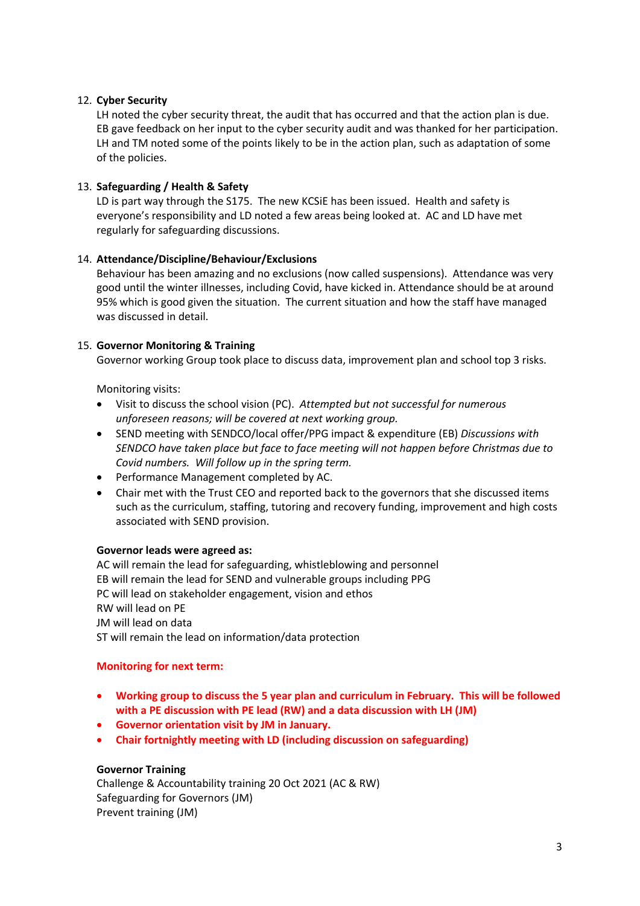12. **Cyber Security**
    LH noted the cyber security threat, the audit that has occurred and that the action plan is due. EB gave feedback on her input to the cyber security audit and was thanked for her participation. LH and TM noted some of the points likely to be in the action plan, such as adaptation of some of the policies.

13. **Safeguarding / Health & Safety**
    LD is part way through the S175. The new KCSiE has been issued. Health and safety is everyone's responsibility and LD noted a few areas being looked at. AC and LD have met regularly for safeguarding discussions.

14. **Attendance/Discipline/Behaviour/Exclusions**
    Behaviour has been amazing and no exclusions (now called suspensions). Attendance was very good until the winter illnesses, including Covid, have kicked in. Attendance should be at around 95% which is good given the situation. The current situation and how the staff have managed was discussed in detail.

15. **Governor Monitoring & Training**
    Governor working Group took place to discuss data, improvement plan and school top 3 risks.

    Monitoring visits:

    - Visit to discuss the school vision (PC). *Attempted but not successful for numerous unforeseen reasons; will be covered at next working group.*
    - SEND meeting with SENDCO/local offer/PPG impact & expenditure (EB) *Discussions with SENDCO have taken place but face to face meeting will not happen before Christmas due to Covid numbers. Will follow up in the spring term.*
    - Performance Management completed by AC.
    - Chair met with the Trust CEO and reported back to the governors that she discussed items such as the curriculum, staffing, tutoring and recovery funding, improvement and high costs associated with SEND provision.

    **Governor leads were agreed as:**
    AC will remain the lead for safeguarding, whistleblowing and personnel
    EB will remain the lead for SEND and vulnerable groups including PPG
    PC will lead on stakeholder engagement, vision and ethos
    RW will lead on PE
    JM will lead on data
    ST will remain the lead on information/data protection

    **Monitoring for next term:**

    - **Working group to discuss the 5 year plan and curriculum in February. This will be followed with a PE discussion with PE lead (RW) and a data discussion with LH (JM)**
    - **Governor orientation visit by JM in January.**
    - **Chair fortnightly meeting with LD (including discussion on safeguarding)**

    **Governor Training**
    Challenge & Accountability training 20 Oct 2021 (AC & RW)
    Safeguarding for Governors (JM)
    Prevent training (JM)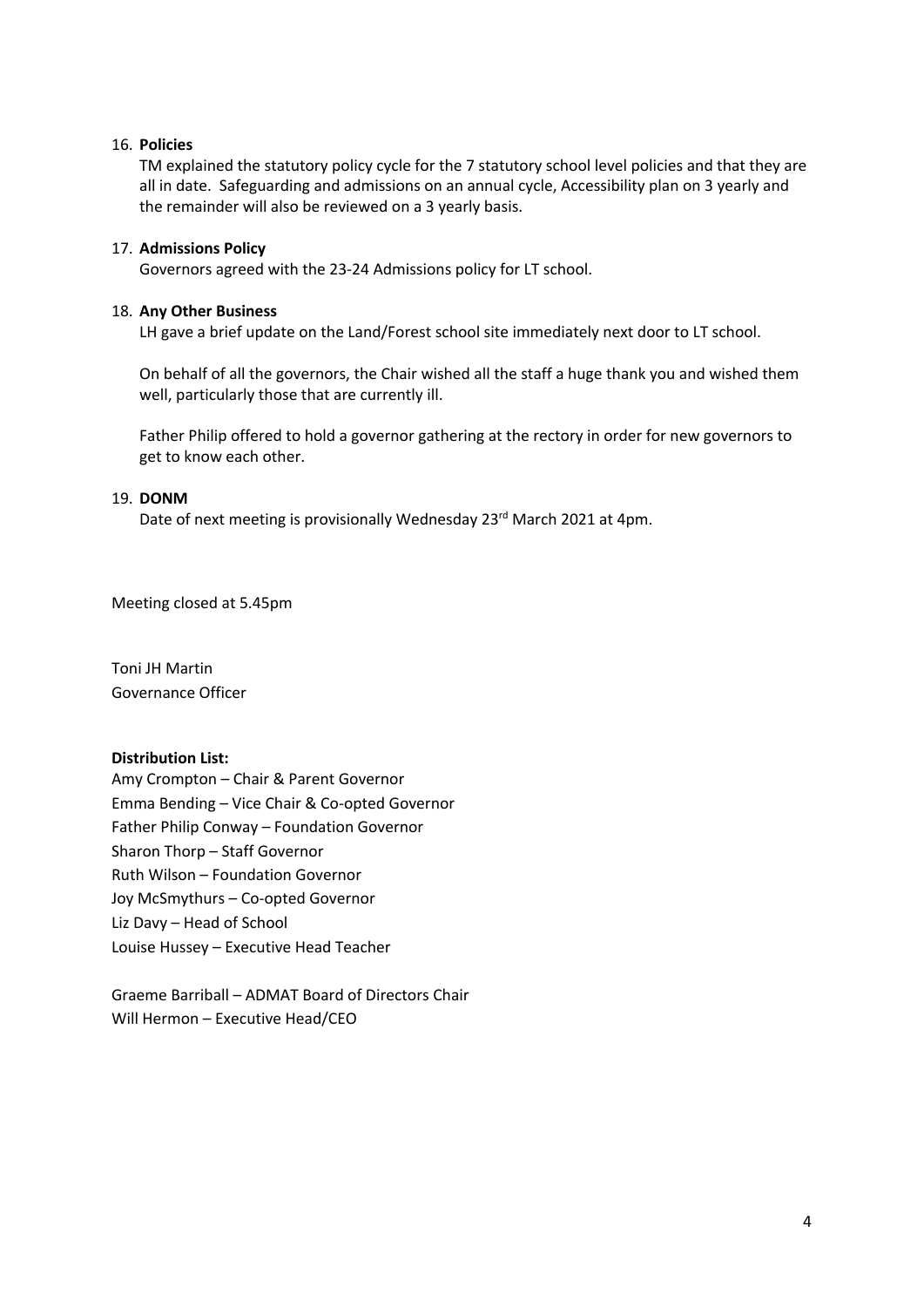16. **Policies**

    TM explained the statutory policy cycle for the 7 statutory school level policies and that they are all in date. Safeguarding and admissions on an annual cycle, Accessibility plan on 3 yearly and the remainder will also be reviewed on a 3 yearly basis.

17. **Admissions Policy**

    Governors agreed with the 23-24 Admissions policy for LT school.

18. **Any Other Business**

    LH gave a brief update on the Land/Forest school site immediately next door to LT school.

    On behalf of all the governors, the Chair wished all the staff a huge thank you and wished them well, particularly those that are currently ill.

    Father Philip offered to hold a governor gathering at the rectory in order for new governors to get to know each other.

19. **DONM**

    Date of next meeting is provisionally Wednesday 23rd March 2021 at 4pm.

Meeting closed at 5.45pm

Toni JH Martin
Governance Officer

**Distribution List:**

Amy Crompton – Chair & Parent Governor
Emma Bending – Vice Chair & Co-opted Governor
Father Philip Conway – Foundation Governor
Sharon Thorp – Staff Governor
Ruth Wilson – Foundation Governor
Joy McSmythurs – Co-opted Governor
Liz Davy – Head of School
Louise Hussey – Executive Head Teacher

Graeme Barriball – ADMAT Board of Directors Chair
Will Hermon – Executive Head/CEO